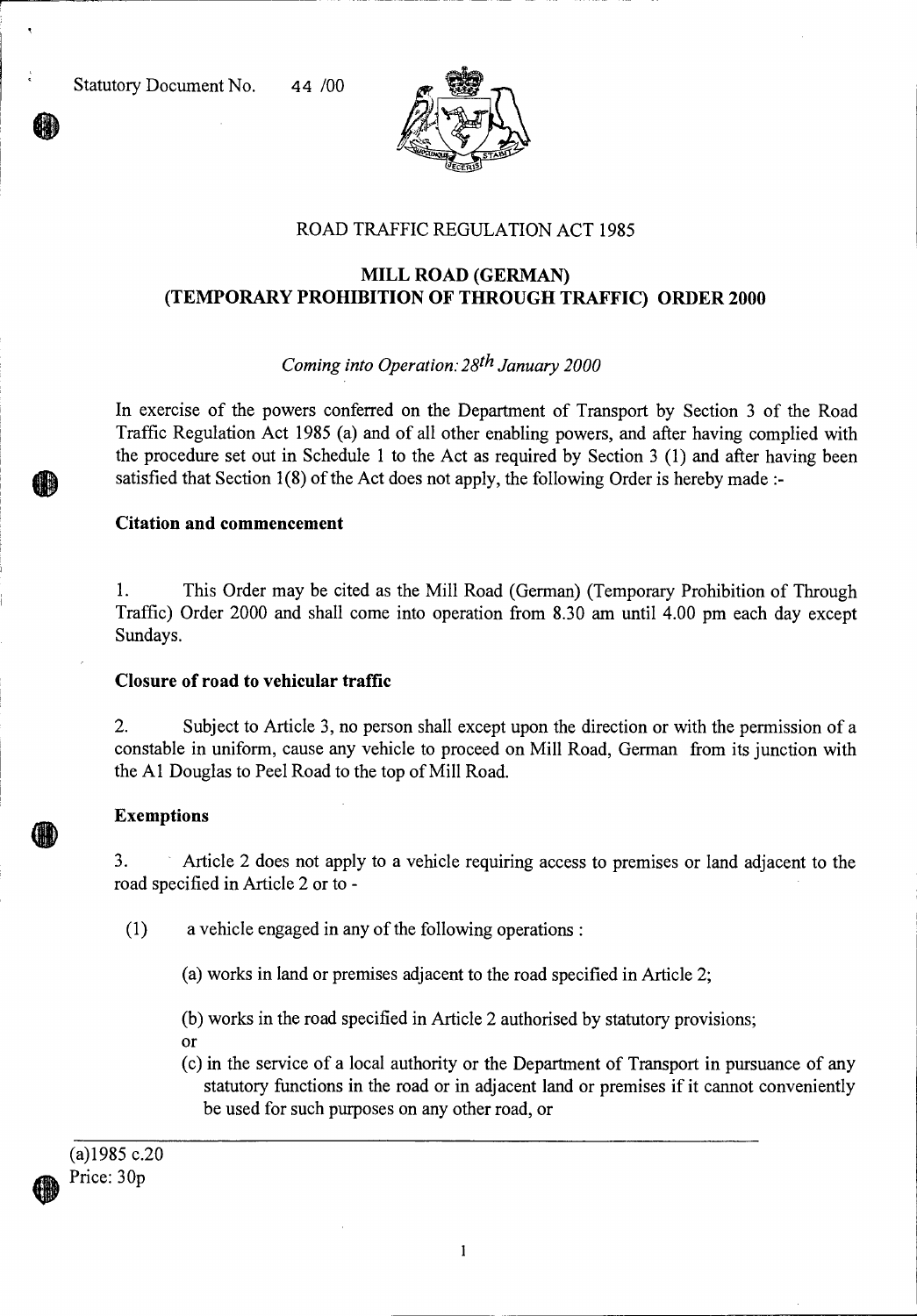Statutory Document No. 44 /00

ROAD TRAFFIC REGULATION ACT 1985

# MILL ROAD (GERMAN) (TEMPORARY PROHIBITION OF THROUGH TRAFFIC) ORDER 2000

*Coming into Operation: 28th January 2000*

In exercise of the powers conferred on the Department of Transport by Section 3 of the Road Traffic Regulation Act 1985 (a) and of all other enabling powers, and after having complied with the procedure set out in Schedule 1 to the Act as required by Section 3 (1) and after having been satisfied that Section 1(8) of the Act does not apply, the following Order is hereby made :-

**Citation and commencement**

1. This Order may be cited as the Mill Road (German) (Temporary Prohibition of Through Traffic) Order 2000 and shall come into operation from 8.30 am until 4.00 pm each day except Sundays.

**Closure of road to vehicular traffic**

2. Subject to Article 3, no person shall except upon the direction or with the permission of a constable in uniform, cause any vehicle to proceed on Mill Road, German from its junction with the A1 Douglas to Peel Road to the top of Mill Road.

**Exemptions**

3. Article 2 does not apply to a vehicle requiring access to premises or land adjacent to the road specified in Article 2 or to -

(1) a vehicle engaged in any of the following operations :

(a) works in land or premises adjacent to the road specified in Article 2;

(b) works in the road specified in Article 2 authorised by statutory provisions;

or

(c) in the service of a local authority or the Department of Transport in pursuance of any statutory functions in the road or in adjacent land or premises if it cannot conveniently be used for such purposes on any other road, or

(a)1985 c.20

Price: 30p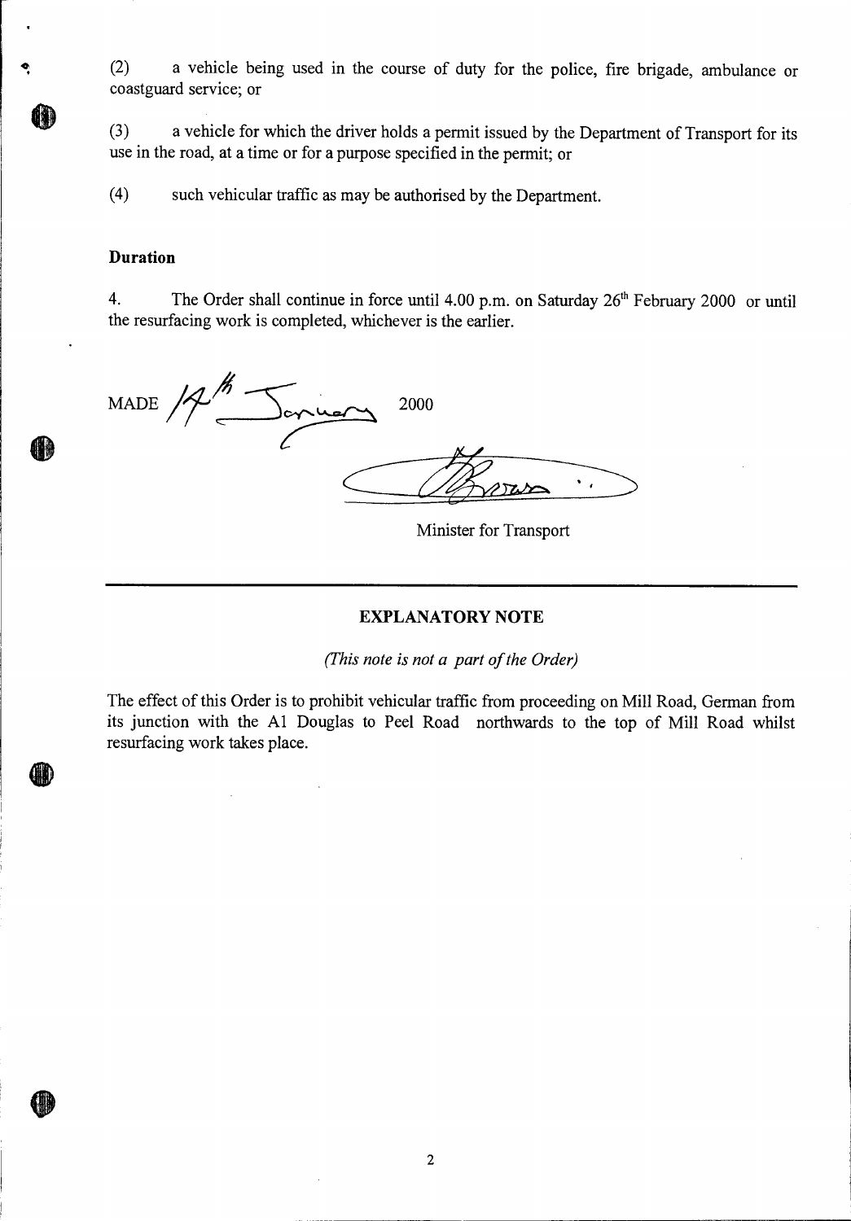(2) a vehicle being used in the course of duty for the police, fire brigade, ambulance or coastguard service; or

(3) a vehicle for which the driver holds a permit issued by the Department of Transport for its use in the road, at a time or for a purpose specified in the permit; or

(4) such vehicular traffic as may be authorised by the Department.

**Duration**

4. The Order shall continue in force until 4.00 p.m. on Saturday 26th February 2000 or until the resurfacing work is completed, whichever is the earlier.

MADE 14th January 2000

Minister for Transport

---

**EXPLANATORY NOTE**

*(This note is not a part of the Order)*

The effect of this Order is to prohibit vehicular traffic from proceeding on Mill Road, German from its junction with the A1 Douglas to Peel Road northwards to the top of Mill Road whilst resurfacing work takes place.